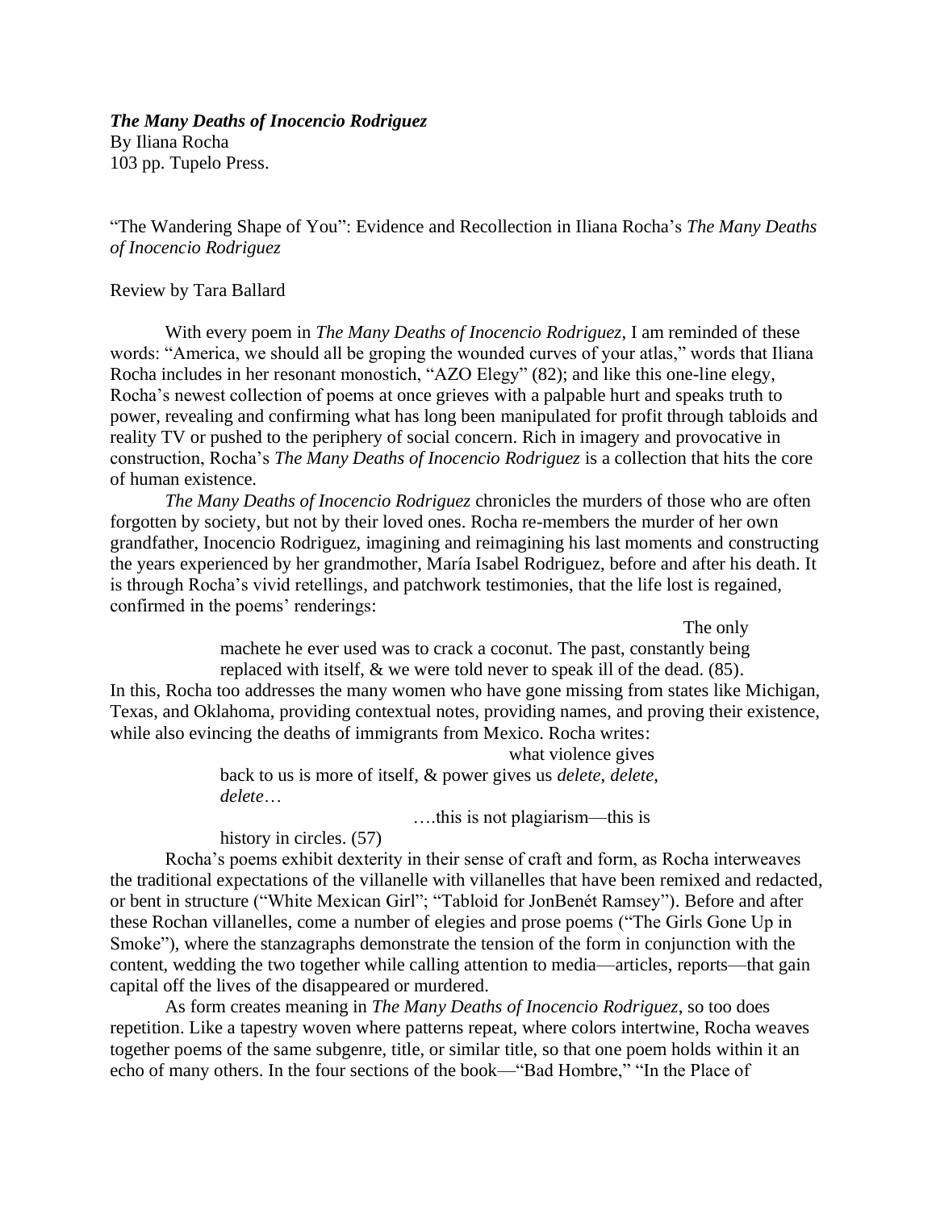***The Many Deaths of Inocencio Rodriguez***
By Iliana Rocha
103 pp. Tupelo Press.

"The Wandering Shape of You": Evidence and Recollection in Iliana Rocha's *The Many Deaths of Inocencio Rodriguez*

Review by Tara Ballard

With every poem in *The Many Deaths of Inocencio Rodriguez*, I am reminded of these words: "America, we should all be groping the wounded curves of your atlas," words that Iliana Rocha includes in her resonant monostich, "AZO Elegy" (82); and like this one-line elegy, Rocha's newest collection of poems at once grieves with a palpable hurt and speaks truth to power, revealing and confirming what has long been manipulated for profit through tabloids and reality TV or pushed to the periphery of social concern. Rich in imagery and provocative in construction, Rocha's *The Many Deaths of Inocencio Rodriguez* is a collection that hits the core of human existence.

*The Many Deaths of Inocencio Rodriguez* chronicles the murders of those who are often forgotten by society, but not by their loved ones. Rocha re-members the murder of her own grandfather, Inocencio Rodriguez, imagining and reimagining his last moments and constructing the years experienced by her grandmother, María Isabel Rodriguez, before and after his death. It is through Rocha's vivid retellings, and patchwork testimonies, that the life lost is regained, confirmed in the poems' renderings:

> The only
> machete he ever used was to crack a coconut. The past, constantly being
> replaced with itself, & we were told never to speak ill of the dead. (85).

In this, Rocha too addresses the many women who have gone missing from states like Michigan, Texas, and Oklahoma, providing contextual notes, providing names, and proving their existence, while also evincing the deaths of immigrants from Mexico. Rocha writes:

> what violence gives
> back to us is more of itself, & power gives us *delete*, *delete*,
> *delete*…
> ….this is not plagiarism—this is
> history in circles. (57)

Rocha's poems exhibit dexterity in their sense of craft and form, as Rocha interweaves the traditional expectations of the villanelle with villanelles that have been remixed and redacted, or bent in structure ("White Mexican Girl"; "Tabloid for JonBenét Ramsey"). Before and after these Rochan villanelles, come a number of elegies and prose poems ("The Girls Gone Up in Smoke"), where the stanzagraphs demonstrate the tension of the form in conjunction with the content, wedding the two together while calling attention to media—articles, reports—that gain capital off the lives of the disappeared or murdered.

As form creates meaning in *The Many Deaths of Inocencio Rodriguez*, so too does repetition. Like a tapestry woven where patterns repeat, where colors intertwine, Rocha weaves together poems of the same subgenre, title, or similar title, so that one poem holds within it an echo of many others. In the four sections of the book—"Bad Hombre," "In the Place of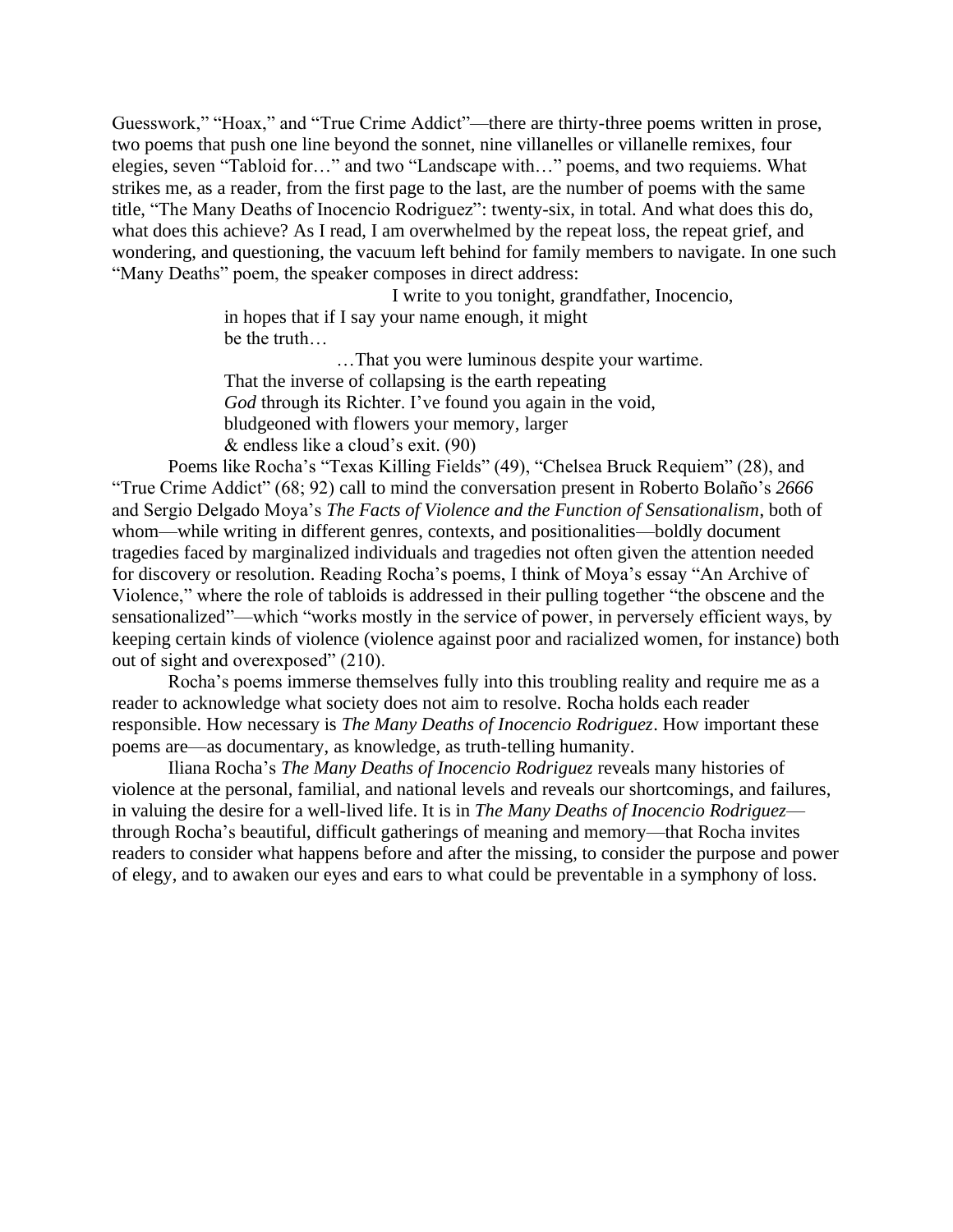Guesswork," "Hoax," and "True Crime Addict"—there are thirty-three poems written in prose, two poems that push one line beyond the sonnet, nine villanelles or villanelle remixes, four elegies, seven "Tabloid for…" and two "Landscape with…" poems, and two requiems. What strikes me, as a reader, from the first page to the last, are the number of poems with the same title, "The Many Deaths of Inocencio Rodriguez": twenty-six, in total. And what does this do, what does this achieve? As I read, I am overwhelmed by the repeat loss, the repeat grief, and wondering, and questioning, the vacuum left behind for family members to navigate. In one such "Many Deaths" poem, the speaker composes in direct address:

> I write to you tonight, grandfather, Inocencio,
> in hopes that if I say your name enough, it might
> be the truth…
>
> …That you were luminous despite your wartime.
> That the inverse of collapsing is the earth repeating
> *God* through its Richter. I've found you again in the void,
> bludgeoned with flowers your memory, larger
> & endless like a cloud's exit. (90)

Poems like Rocha's "Texas Killing Fields" (49), "Chelsea Bruck Requiem" (28), and "True Crime Addict" (68; 92) call to mind the conversation present in Roberto Bolaño's *2666* and Sergio Delgado Moya's *The Facts of Violence and the Function of Sensationalism*, both of whom—while writing in different genres, contexts, and positionalities—boldly document tragedies faced by marginalized individuals and tragedies not often given the attention needed for discovery or resolution. Reading Rocha's poems, I think of Moya's essay "An Archive of Violence," where the role of tabloids is addressed in their pulling together "the obscene and the sensationalized"—which "works mostly in the service of power, in perversely efficient ways, by keeping certain kinds of violence (violence against poor and racialized women, for instance) both out of sight and overexposed" (210).

Rocha's poems immerse themselves fully into this troubling reality and require me as a reader to acknowledge what society does not aim to resolve. Rocha holds each reader responsible. How necessary is *The Many Deaths of Inocencio Rodriguez*. How important these poems are—as documentary, as knowledge, as truth-telling humanity.

Iliana Rocha's *The Many Deaths of Inocencio Rodriguez* reveals many histories of violence at the personal, familial, and national levels and reveals our shortcomings, and failures, in valuing the desire for a well-lived life. It is in *The Many Deaths of Inocencio Rodriguez*—through Rocha's beautiful, difficult gatherings of meaning and memory—that Rocha invites readers to consider what happens before and after the missing, to consider the purpose and power of elegy, and to awaken our eyes and ears to what could be preventable in a symphony of loss.